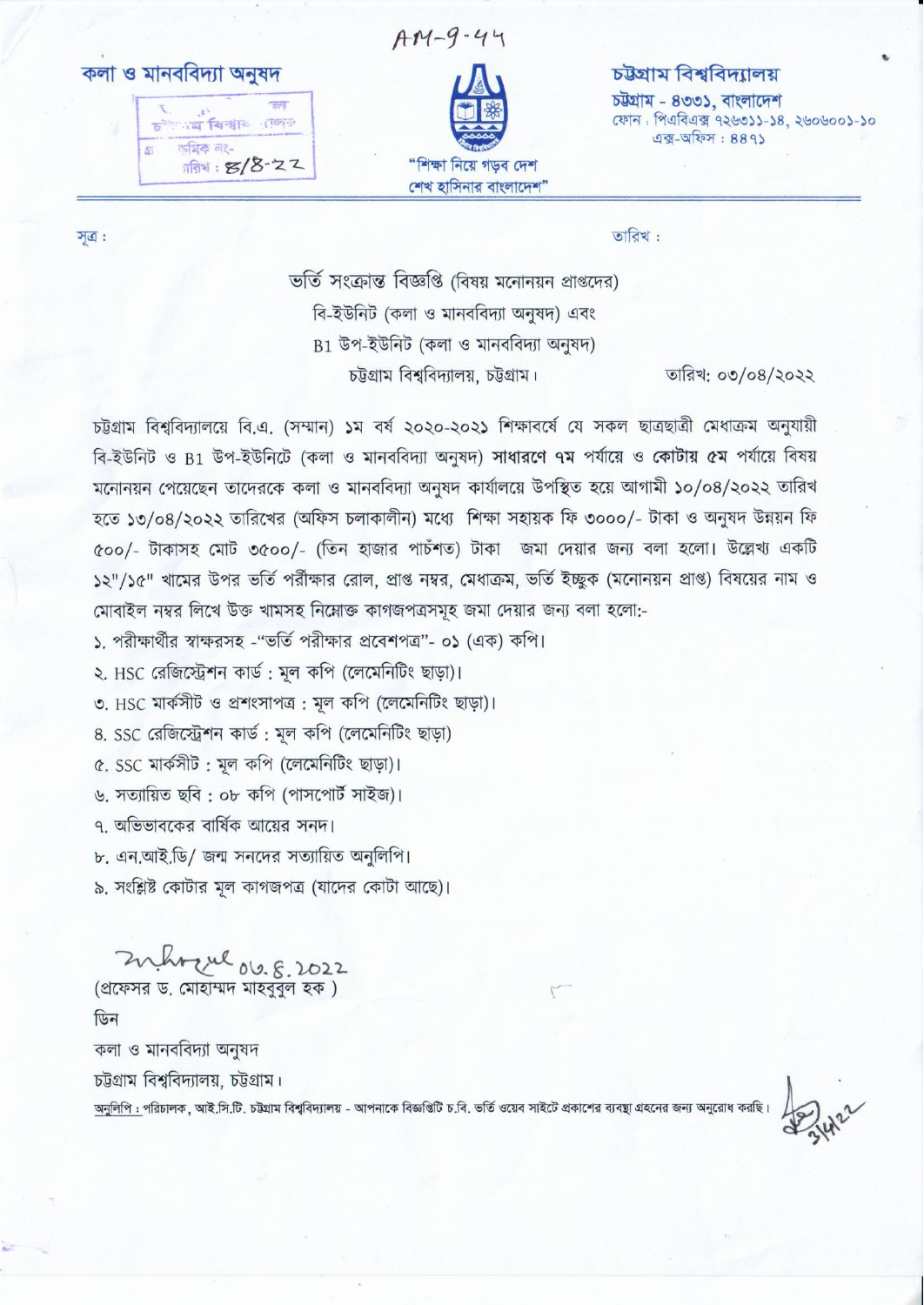AM-9-44

**কলা ও মানববিদ্যা অনুষদ**

চট্টগ্রাম বিশ্ববিদ্যালয়
ক্রমিক নং-
তারিখ : ৪/৪-২২

"শিক্ষা নিয়ে গড়ব দেশ
শেখ হাসিনার বাংলাদেশ"

**চট্টগ্রাম বিশ্ববিদ্যালয়**
চট্টগ্রাম - ৪৩৩১, বাংলাদেশ
ফোন : পিএবিএক্স ৭২৬৩১১-১৪, ২৬০৬০০১-১০
এক্স-অফিস : ৪৪৭১

সূত্র : তারিখ :

ভর্তি সংক্রান্ত বিজ্ঞপ্তি (বিষয় মনোনয়ন প্রাপ্তদের)
বি-ইউনিট (কলা ও মানববিদ্যা অনুষদ) এবং
B1 উপ-ইউনিট (কলা ও মানববিদ্যা অনুষদ)
চট্টগ্রাম বিশ্ববিদ্যালয়, চট্টগ্রাম। তারিখ: ০৩/০৪/২০২২

চট্টগ্রাম বিশ্ববিদ্যালয়ে বি.এ. (সম্মান) ১ম বর্ষ ২০২০-২০২১ শিক্ষাবর্ষে যে সকল ছাত্রছাত্রী মেধাক্রম অনুযায়ী বি-ইউনিট ও B1 উপ-ইউনিটে (কলা ও মানববিদ্যা অনুষদ) **সাধারণে ৭ম** পর্যায়ে ও **কোটায় ৫ম** পর্যায়ে বিষয় মনোনয়ন পেয়েছেন তাদেরকে কলা ও মানববিদ্যা অনুষদ কার্যালয়ে উপস্থিত হয়ে আগামী ১০/০৪/২০২২ তারিখ হতে ১৩/০৪/২০২২ তারিখের (অফিস চলাকালীন) মধ্যে শিক্ষা সহায়ক ফি ৩০০০/- টাকা ও অনুষদ উন্নয়ন ফি ৫০০/- টাকাসহ মোট ৩৫০০/- (তিন হাজার পাচঁশত) টাকা জমা দেয়ার জন্য বলা হলো। উল্লেখ্য একটি ১২"/১৫" খামের উপর ভর্তি পরীক্ষার রোল, প্রাপ্ত নম্বর, মেধাক্রম, ভর্তি ইচ্ছুক (মনোনয়ন প্রাপ্ত) বিষয়ের নাম ও মোবাইল নম্বর লিখে উক্ত খামসহ নিম্নোক্ত কাগজপত্রসমূহ জমা দেয়ার জন্য বলা হলো:-

১. পরীক্ষার্থীর স্বাক্ষরসহ -"ভর্তি পরীক্ষার প্রবেশপত্র"- ০১ (এক) কপি।
২. HSC রেজিস্ট্রেশন কার্ড : মূল কপি (লেমেনিটিং ছাড়া)।
৩. HSC মার্কসীট ও প্রশংসাপত্র : মূল কপি (লেমেনিটিং ছাড়া)।
৪. SSC রেজিস্ট্রেশন কার্ড : মূল কপি (লেমেনিটিং ছাড়া)
৫. SSC মার্কসীট : মূল কপি (লেমেনিটিং ছাড়া)।
৬. সত্যায়িত ছবি : ০৮ কপি (পাসপোর্ট সাইজ)।
৭. অভিভাবকের বার্ষিক আয়ের সনদ।
৮. এন.আই.ডি/ জন্ম সনদের সত্যায়িত অনুলিপি।
৯. সংশ্লিষ্ট কোটার মূল কাগজপত্র (যাদের কোটা আছে)।

mhoque ০৩.৪.২০২২
(প্রফেসর ড. মোহাম্মদ মাহবুবুল হক )
ডিন
কলা ও মানববিদ্যা অনুষদ
চট্টগ্রাম বিশ্ববিদ্যালয়, চট্টগ্রাম।

অনুলিপি : পরিচালক, আই.সি.টি. চট্টগ্রাম বিশ্ববিদ্যালয় - আপনাকে বিজ্ঞপ্তিটি চ.বি. ভর্তি ওয়েব সাইটে প্রকাশের ব্যবস্থা গ্রহনের জন্য অনুরোধ করছি।

3/4/22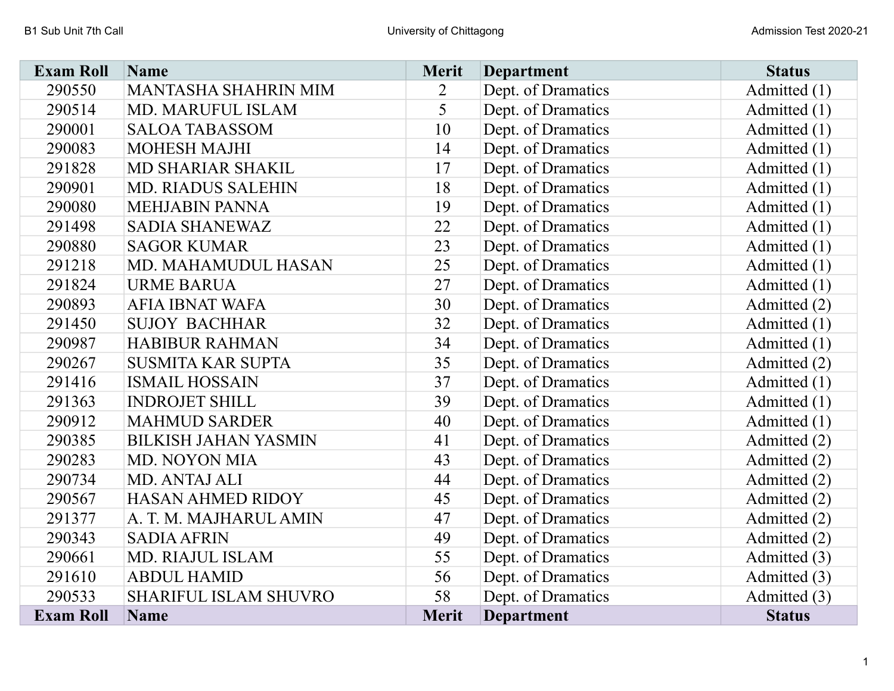| Exam Roll | Name | Merit | Department | Status |
|---|---|---|---|---|
| 290550 | MANTASHA SHAHRIN MIM | 2 | Dept. of Dramatics | Admitted (1) |
| 290514 | MD. MARUFUL ISLAM | 5 | Dept. of Dramatics | Admitted (1) |
| 290001 | SALOA TABASSOM | 10 | Dept. of Dramatics | Admitted (1) |
| 290083 | MOHESH MAJHI | 14 | Dept. of Dramatics | Admitted (1) |
| 291828 | MD SHARIAR SHAKIL | 17 | Dept. of Dramatics | Admitted (1) |
| 290901 | MD. RIADUS SALEHIN | 18 | Dept. of Dramatics | Admitted (1) |
| 290080 | MEHJABIN PANNA | 19 | Dept. of Dramatics | Admitted (1) |
| 291498 | SADIA SHANEWAZ | 22 | Dept. of Dramatics | Admitted (1) |
| 290880 | SAGOR KUMAR | 23 | Dept. of Dramatics | Admitted (1) |
| 291218 | MD. MAHAMUDUL HASAN | 25 | Dept. of Dramatics | Admitted (1) |
| 291824 | URME BARUA | 27 | Dept. of Dramatics | Admitted (1) |
| 290893 | AFIA IBNAT WAFA | 30 | Dept. of Dramatics | Admitted (2) |
| 291450 | SUJOY BACHHAR | 32 | Dept. of Dramatics | Admitted (1) |
| 290987 | HABIBUR RAHMAN | 34 | Dept. of Dramatics | Admitted (1) |
| 290267 | SUSMITA KAR SUPTA | 35 | Dept. of Dramatics | Admitted (2) |
| 291416 | ISMAIL HOSSAIN | 37 | Dept. of Dramatics | Admitted (1) |
| 291363 | INDROJET SHILL | 39 | Dept. of Dramatics | Admitted (1) |
| 290912 | MAHMUD SARDER | 40 | Dept. of Dramatics | Admitted (1) |
| 290385 | BILKISH JAHAN YASMIN | 41 | Dept. of Dramatics | Admitted (2) |
| 290283 | MD. NOYON MIA | 43 | Dept. of Dramatics | Admitted (2) |
| 290734 | MD. ANTAJ ALI | 44 | Dept. of Dramatics | Admitted (2) |
| 290567 | HASAN AHMED RIDOY | 45 | Dept. of Dramatics | Admitted (2) |
| 291377 | A. T. M. MAJHARUL AMIN | 47 | Dept. of Dramatics | Admitted (2) |
| 290343 | SADIA AFRIN | 49 | Dept. of Dramatics | Admitted (2) |
| 290661 | MD. RIAJUL ISLAM | 55 | Dept. of Dramatics | Admitted (3) |
| 291610 | ABDUL HAMID | 56 | Dept. of Dramatics | Admitted (3) |
| 290533 | SHARIFUL ISLAM SHUVRO | 58 | Dept. of Dramatics | Admitted (3) |
| Exam Roll | Name | Merit | Department | Status |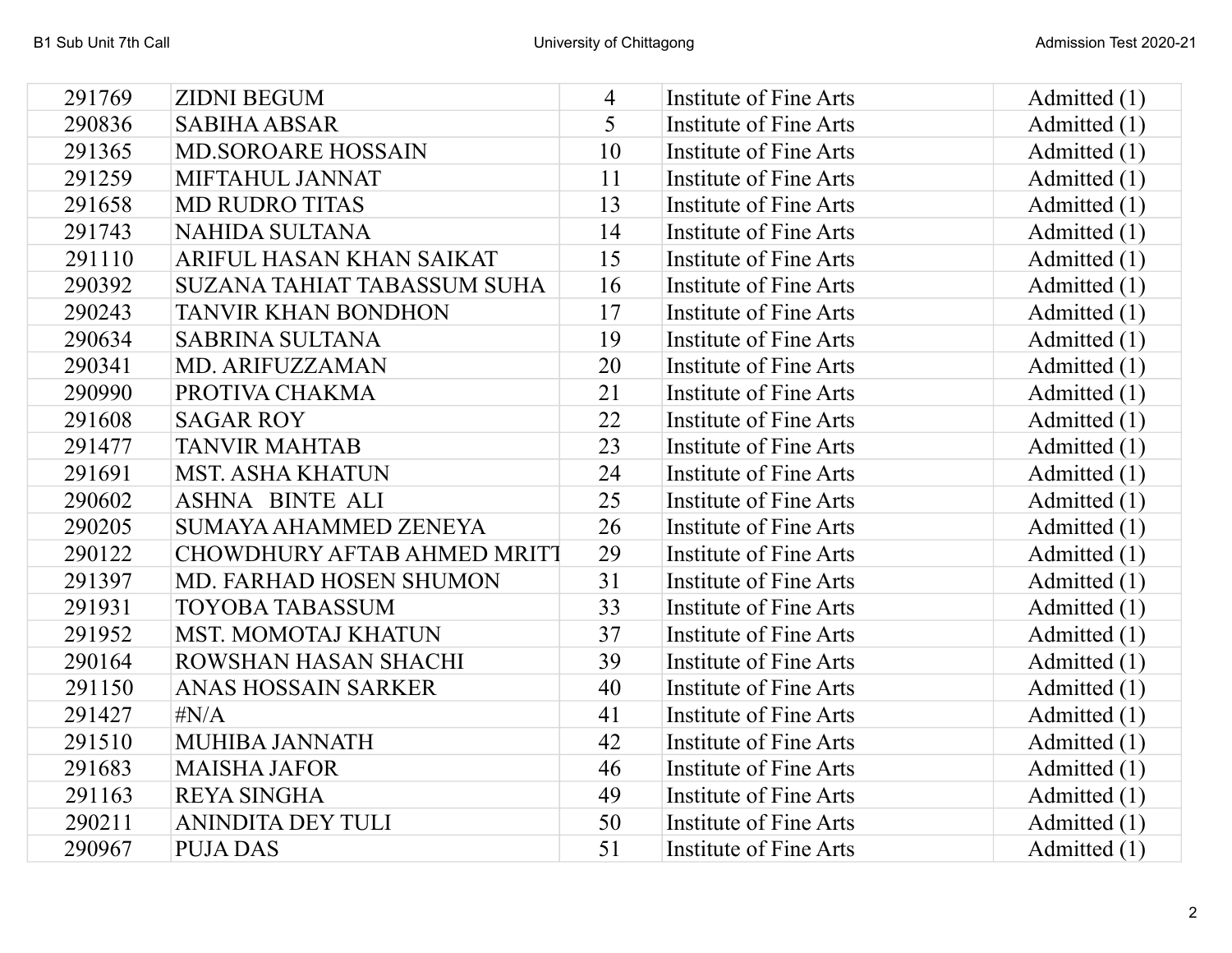| | | | | |
|---|---|---|---|---|
| 291769 | ZIDNI BEGUM | 4 | Institute of Fine Arts | Admitted (1) |
| 290836 | SABIHA ABSAR | 5 | Institute of Fine Arts | Admitted (1) |
| 291365 | MD.SOROARE HOSSAIN | 10 | Institute of Fine Arts | Admitted (1) |
| 291259 | MIFTAHUL JANNAT | 11 | Institute of Fine Arts | Admitted (1) |
| 291658 | MD RUDRO TITAS | 13 | Institute of Fine Arts | Admitted (1) |
| 291743 | NAHIDA SULTANA | 14 | Institute of Fine Arts | Admitted (1) |
| 291110 | ARIFUL HASAN KHAN SAIKAT | 15 | Institute of Fine Arts | Admitted (1) |
| 290392 | SUZANA TAHIAT TABASSUM SUHA | 16 | Institute of Fine Arts | Admitted (1) |
| 290243 | TANVIR KHAN BONDHON | 17 | Institute of Fine Arts | Admitted (1) |
| 290634 | SABRINA SULTANA | 19 | Institute of Fine Arts | Admitted (1) |
| 290341 | MD. ARIFUZZAMAN | 20 | Institute of Fine Arts | Admitted (1) |
| 290990 | PROTIVA CHAKMA | 21 | Institute of Fine Arts | Admitted (1) |
| 291608 | SAGAR ROY | 22 | Institute of Fine Arts | Admitted (1) |
| 291477 | TANVIR MAHTAB | 23 | Institute of Fine Arts | Admitted (1) |
| 291691 | MST. ASHA KHATUN | 24 | Institute of Fine Arts | Admitted (1) |
| 290602 | ASHNA BINTE ALI | 25 | Institute of Fine Arts | Admitted (1) |
| 290205 | SUMAYA AHAMMED ZENEYA | 26 | Institute of Fine Arts | Admitted (1) |
| 290122 | CHOWDHURY AFTAB AHMED MRITT | 29 | Institute of Fine Arts | Admitted (1) |
| 291397 | MD. FARHAD HOSEN SHUMON | 31 | Institute of Fine Arts | Admitted (1) |
| 291931 | TOYOBA TABASSUM | 33 | Institute of Fine Arts | Admitted (1) |
| 291952 | MST. MOMOTAJ KHATUN | 37 | Institute of Fine Arts | Admitted (1) |
| 290164 | ROWSHAN HASAN SHACHI | 39 | Institute of Fine Arts | Admitted (1) |
| 291150 | ANAS HOSSAIN SARKER | 40 | Institute of Fine Arts | Admitted (1) |
| 291427 | #N/A | 41 | Institute of Fine Arts | Admitted (1) |
| 291510 | MUHIBA JANNATH | 42 | Institute of Fine Arts | Admitted (1) |
| 291683 | MAISHA JAFOR | 46 | Institute of Fine Arts | Admitted (1) |
| 291163 | REYA SINGHA | 49 | Institute of Fine Arts | Admitted (1) |
| 290211 | ANINDITA DEY TULI | 50 | Institute of Fine Arts | Admitted (1) |
| 290967 | PUJA DAS | 51 | Institute of Fine Arts | Admitted (1) |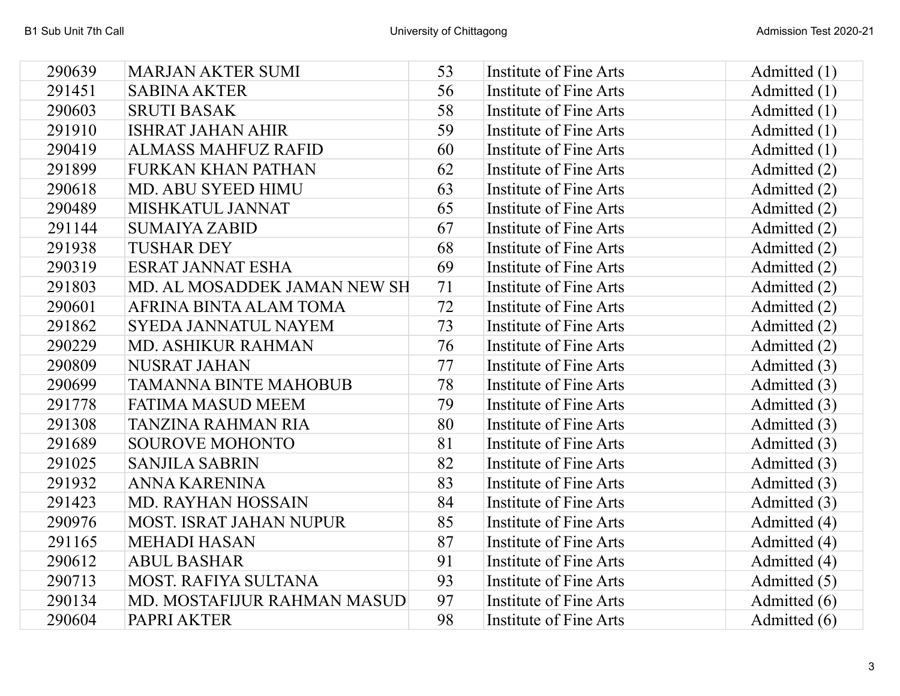| | | | | |
|---|---|---|---|---|
| 290639 | MARJAN AKTER SUMI | 53 | Institute of Fine Arts | Admitted (1) |
| 291451 | SABINA AKTER | 56 | Institute of Fine Arts | Admitted (1) |
| 290603 | SRUTI BASAK | 58 | Institute of Fine Arts | Admitted (1) |
| 291910 | ISHRAT JAHAN AHIR | 59 | Institute of Fine Arts | Admitted (1) |
| 290419 | ALMASS MAHFUZ RAFID | 60 | Institute of Fine Arts | Admitted (1) |
| 291899 | FURKAN KHAN PATHAN | 62 | Institute of Fine Arts | Admitted (2) |
| 290618 | MD. ABU SYEED HIMU | 63 | Institute of Fine Arts | Admitted (2) |
| 290489 | MISHKATUL JANNAT | 65 | Institute of Fine Arts | Admitted (2) |
| 291144 | SUMAIYA ZABID | 67 | Institute of Fine Arts | Admitted (2) |
| 291938 | TUSHAR DEY | 68 | Institute of Fine Arts | Admitted (2) |
| 290319 | ESRAT JANNAT ESHA | 69 | Institute of Fine Arts | Admitted (2) |
| 291803 | MD. AL MOSADDEK JAMAN NEW SH | 71 | Institute of Fine Arts | Admitted (2) |
| 290601 | AFRINA BINTA ALAM TOMA | 72 | Institute of Fine Arts | Admitted (2) |
| 291862 | SYEDA JANNATUL NAYEM | 73 | Institute of Fine Arts | Admitted (2) |
| 290229 | MD. ASHIKUR RAHMAN | 76 | Institute of Fine Arts | Admitted (2) |
| 290809 | NUSRAT JAHAN | 77 | Institute of Fine Arts | Admitted (3) |
| 290699 | TAMANNA BINTE MAHOBUB | 78 | Institute of Fine Arts | Admitted (3) |
| 291778 | FATIMA MASUD MEEM | 79 | Institute of Fine Arts | Admitted (3) |
| 291308 | TANZINA RAHMAN RIA | 80 | Institute of Fine Arts | Admitted (3) |
| 291689 | SOUROVE MOHONTO | 81 | Institute of Fine Arts | Admitted (3) |
| 291025 | SANJILA SABRIN | 82 | Institute of Fine Arts | Admitted (3) |
| 291932 | ANNA KARENINA | 83 | Institute of Fine Arts | Admitted (3) |
| 291423 | MD. RAYHAN HOSSAIN | 84 | Institute of Fine Arts | Admitted (3) |
| 290976 | MOST. ISRAT JAHAN NUPUR | 85 | Institute of Fine Arts | Admitted (4) |
| 291165 | MEHADI HASAN | 87 | Institute of Fine Arts | Admitted (4) |
| 290612 | ABUL BASHAR | 91 | Institute of Fine Arts | Admitted (4) |
| 290713 | MOST. RAFIYA SULTANA | 93 | Institute of Fine Arts | Admitted (5) |
| 290134 | MD. MOSTAFIJUR RAHMAN MASUD | 97 | Institute of Fine Arts | Admitted (6) |
| 290604 | PAPRI AKTER | 98 | Institute of Fine Arts | Admitted (6) |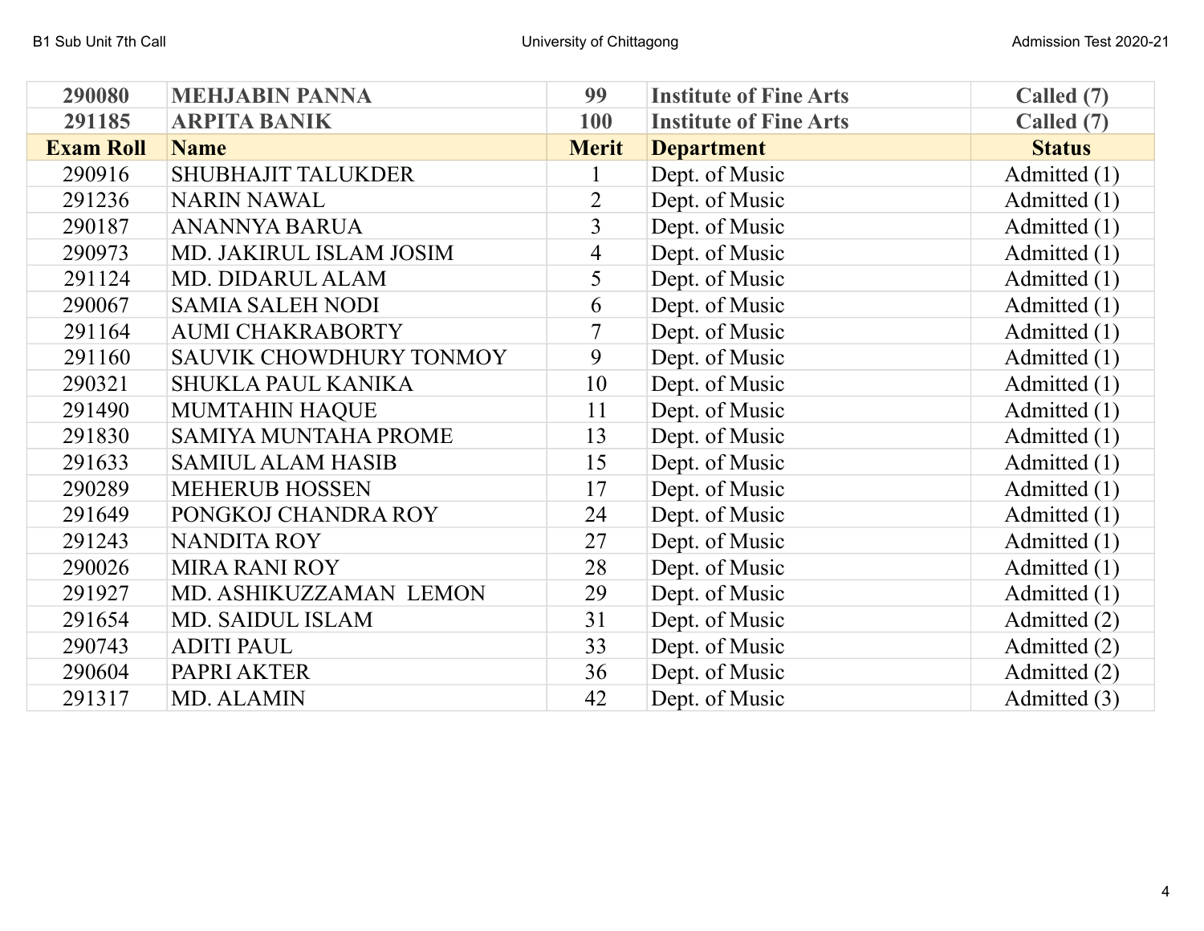| | | | | |
|---|---|---|---|---|
| **290080** | **MEHJABIN PANNA** | **99** | **Institute of Fine Arts** | **Called (7)** |
| **291185** | **ARPITA BANIK** | **100** | **Institute of Fine Arts** | **Called (7)** |

| Exam Roll | Name | Merit | Department | Status |
|---|---|---|---|---|
| 290916 | SHUBHAJIT TALUKDER | 1 | Dept. of Music | Admitted (1) |
| 291236 | NARIN NAWAL | 2 | Dept. of Music | Admitted (1) |
| 290187 | ANANNYA BARUA | 3 | Dept. of Music | Admitted (1) |
| 290973 | MD. JAKIRUL ISLAM JOSIM | 4 | Dept. of Music | Admitted (1) |
| 291124 | MD. DIDARUL ALAM | 5 | Dept. of Music | Admitted (1) |
| 290067 | SAMIA SALEH NODI | 6 | Dept. of Music | Admitted (1) |
| 291164 | AUMI CHAKRABORTY | 7 | Dept. of Music | Admitted (1) |
| 291160 | SAUVIK CHOWDHURY TONMOY | 9 | Dept. of Music | Admitted (1) |
| 290321 | SHUKLA PAUL KANIKA | 10 | Dept. of Music | Admitted (1) |
| 291490 | MUMTAHIN HAQUE | 11 | Dept. of Music | Admitted (1) |
| 291830 | SAMIYA MUNTAHA PROME | 13 | Dept. of Music | Admitted (1) |
| 291633 | SAMIUL ALAM HASIB | 15 | Dept. of Music | Admitted (1) |
| 290289 | MEHERUB HOSSEN | 17 | Dept. of Music | Admitted (1) |
| 291649 | PONGKOJ CHANDRA ROY | 24 | Dept. of Music | Admitted (1) |
| 291243 | NANDITA ROY | 27 | Dept. of Music | Admitted (1) |
| 290026 | MIRA RANI ROY | 28 | Dept. of Music | Admitted (1) |
| 291927 | MD. ASHIKUZZAMAN LEMON | 29 | Dept. of Music | Admitted (1) |
| 291654 | MD. SAIDUL ISLAM | 31 | Dept. of Music | Admitted (2) |
| 290743 | ADITI PAUL | 33 | Dept. of Music | Admitted (2) |
| 290604 | PAPRI AKTER | 36 | Dept. of Music | Admitted (2) |
| 291317 | MD. ALAMIN | 42 | Dept. of Music | Admitted (3) |